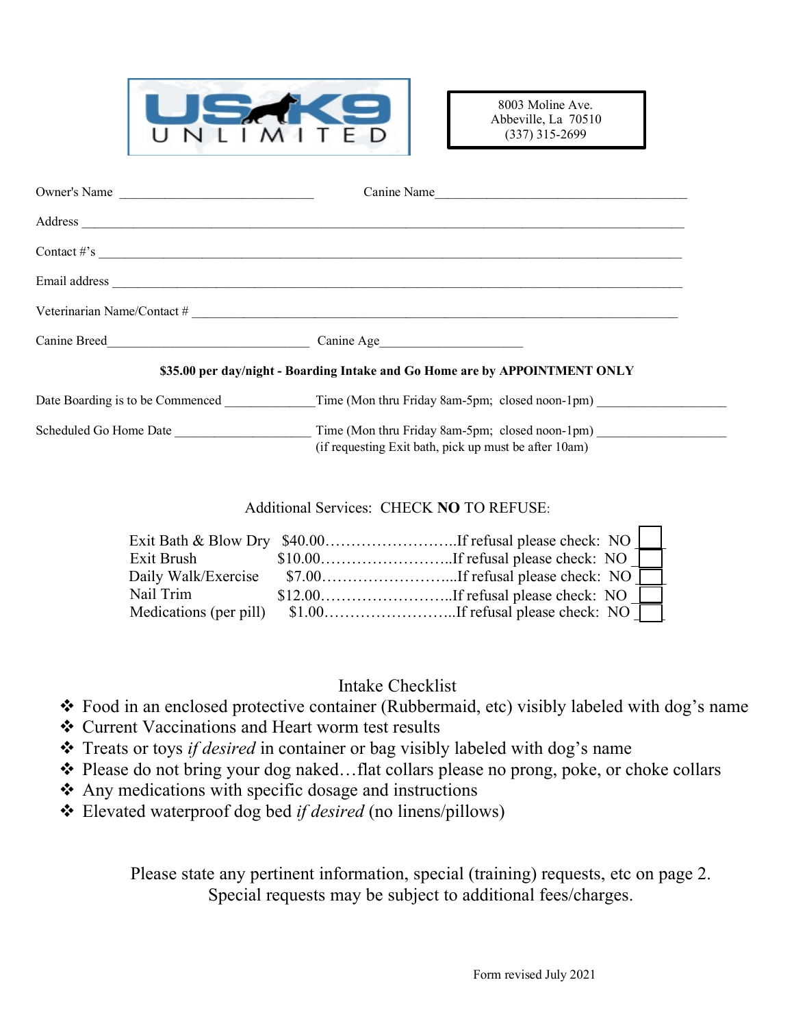US K9 UNLIMITED

8003 Moline Ave.
Abbeville, La 70510
(337) 315-2699

Owner's Name ______________________________ Canine Name________________________________________

Address ______________________________________________________________________________________________

Contact #'s ___________________________________________________________________________________________

Email address _________________________________________________________________________________________

Veterinarian Name/Contact # ___________________________________________________________________________

Canine Breed________________________________ Canine Age______________________

**$35.00 per day/night - Boarding Intake and Go Home are by APPOINTMENT ONLY**

Date Boarding is to be Commenced ______________Time (Mon thru Friday 8am-5pm; closed noon-1pm) ____________________

Scheduled Go Home Date _____________________ Time (Mon thru Friday 8am-5pm; closed noon-1pm) ____________________
(if requesting Exit bath, pick up must be after 10am)

Additional Services: CHECK **NO** TO REFUSE:

| Service | Price | |
|---|---|---|
| Exit Bath & Blow Dry | $40.00 | ……………………..If refusal please check: NO ☐ |
| Exit Brush | $10.00 | ……………………..If refusal please check: NO ☐ |
| Daily Walk/Exercise | $7.00 | ……………………...If refusal please check: NO ☐ |
| Nail Trim | $12.00 | ……………………..If refusal please check: NO ☐ |
| Medications (per pill) | $1.00 | ……………………..If refusal please check: NO ☐ |

Intake Checklist

- Food in an enclosed protective container (Rubbermaid, etc) visibly labeled with dog's name
- Current Vaccinations and Heart worm test results
- Treats or toys *if desired* in container or bag visibly labeled with dog's name
- Please do not bring your dog naked…flat collars please no prong, poke, or choke collars
- Any medications with specific dosage and instructions
- Elevated waterproof dog bed *if desired* (no linens/pillows)

Please state any pertinent information, special (training) requests, etc on page 2.
Special requests may be subject to additional fees/charges.

Form revised July 2021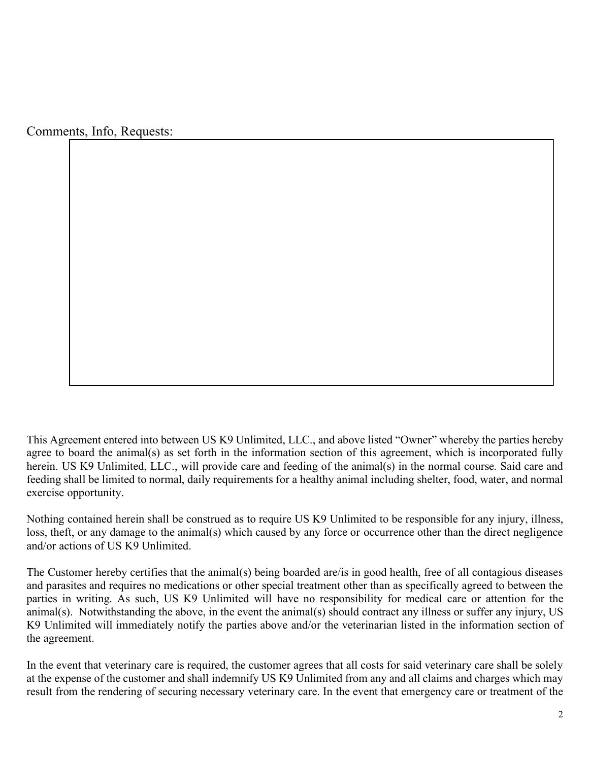Comments, Info, Requests:

This Agreement entered into between US K9 Unlimited, LLC., and above listed "Owner" whereby the parties hereby agree to board the animal(s) as set forth in the information section of this agreement, which is incorporated fully herein. US K9 Unlimited, LLC., will provide care and feeding of the animal(s) in the normal course. Said care and feeding shall be limited to normal, daily requirements for a healthy animal including shelter, food, water, and normal exercise opportunity.

Nothing contained herein shall be construed as to require US K9 Unlimited to be responsible for any injury, illness, loss, theft, or any damage to the animal(s) which caused by any force or occurrence other than the direct negligence and/or actions of US K9 Unlimited.

The Customer hereby certifies that the animal(s) being boarded are/is in good health, free of all contagious diseases and parasites and requires no medications or other special treatment other than as specifically agreed to between the parties in writing. As such, US K9 Unlimited will have no responsibility for medical care or attention for the animal(s). Notwithstanding the above, in the event the animal(s) should contract any illness or suffer any injury, US K9 Unlimited will immediately notify the parties above and/or the veterinarian listed in the information section of the agreement.

In the event that veterinary care is required, the customer agrees that all costs for said veterinary care shall be solely at the expense of the customer and shall indemnify US K9 Unlimited from any and all claims and charges which may result from the rendering of securing necessary veterinary care. In the event that emergency care or treatment of the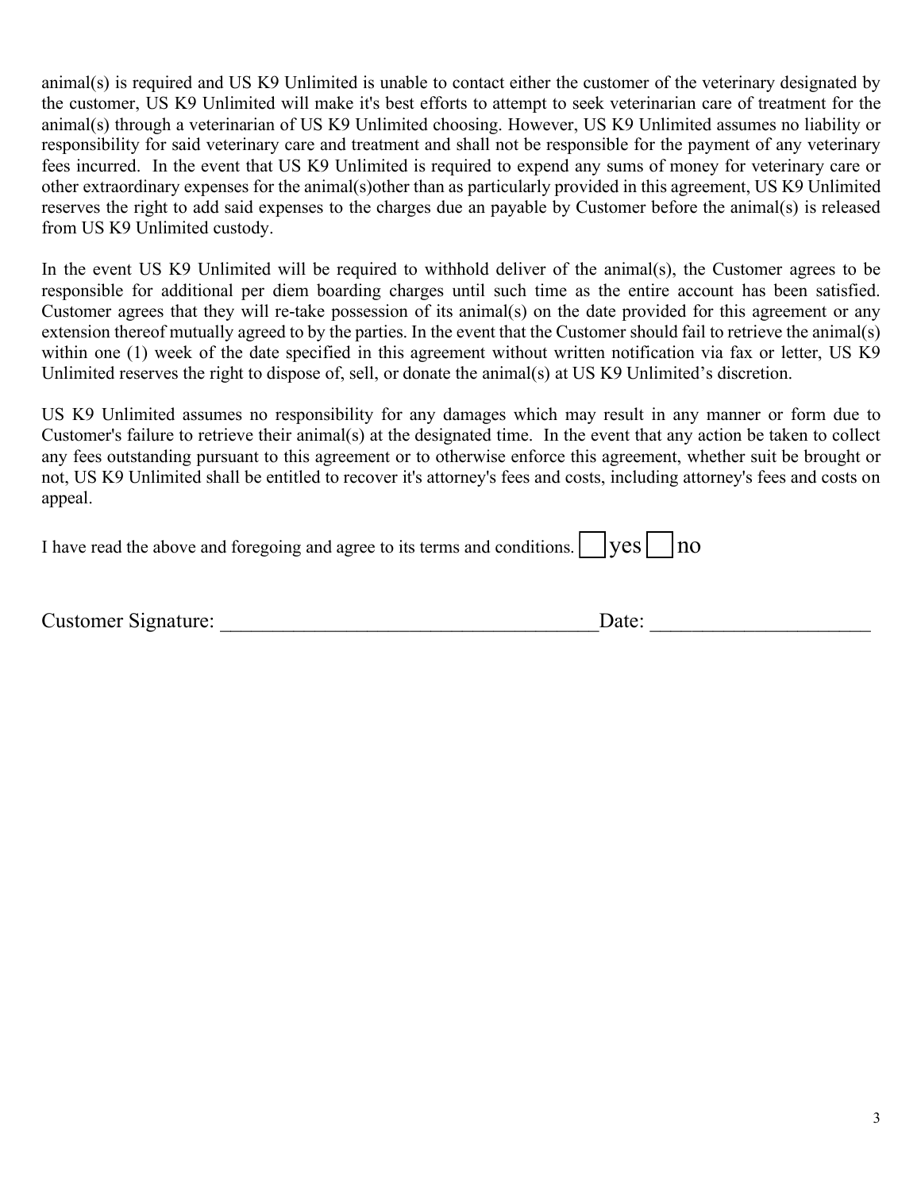animal(s) is required and US K9 Unlimited is unable to contact either the customer of the veterinary designated by the customer, US K9 Unlimited will make it's best efforts to attempt to seek veterinarian care of treatment for the animal(s) through a veterinarian of US K9 Unlimited choosing. However, US K9 Unlimited assumes no liability or responsibility for said veterinary care and treatment and shall not be responsible for the payment of any veterinary fees incurred. In the event that US K9 Unlimited is required to expend any sums of money for veterinary care or other extraordinary expenses for the animal(s)other than as particularly provided in this agreement, US K9 Unlimited reserves the right to add said expenses to the charges due an payable by Customer before the animal(s) is released from US K9 Unlimited custody.

In the event US K9 Unlimited will be required to withhold deliver of the animal(s), the Customer agrees to be responsible for additional per diem boarding charges until such time as the entire account has been satisfied. Customer agrees that they will re-take possession of its animal(s) on the date provided for this agreement or any extension thereof mutually agreed to by the parties. In the event that the Customer should fail to retrieve the animal(s) within one (1) week of the date specified in this agreement without written notification via fax or letter, US K9 Unlimited reserves the right to dispose of, sell, or donate the animal(s) at US K9 Unlimited's discretion.

US K9 Unlimited assumes no responsibility for any damages which may result in any manner or form due to Customer's failure to retrieve their animal(s) at the designated time. In the event that any action be taken to collect any fees outstanding pursuant to this agreement or to otherwise enforce this agreement, whether suit be brought or not, US K9 Unlimited shall be entitled to recover it's attorney's fees and costs, including attorney's fees and costs on appeal.

I have read the above and foregoing and agree to its terms and conditions. ☐ yes ☐ no

Customer Signature: ___________________________________ Date: ____________________